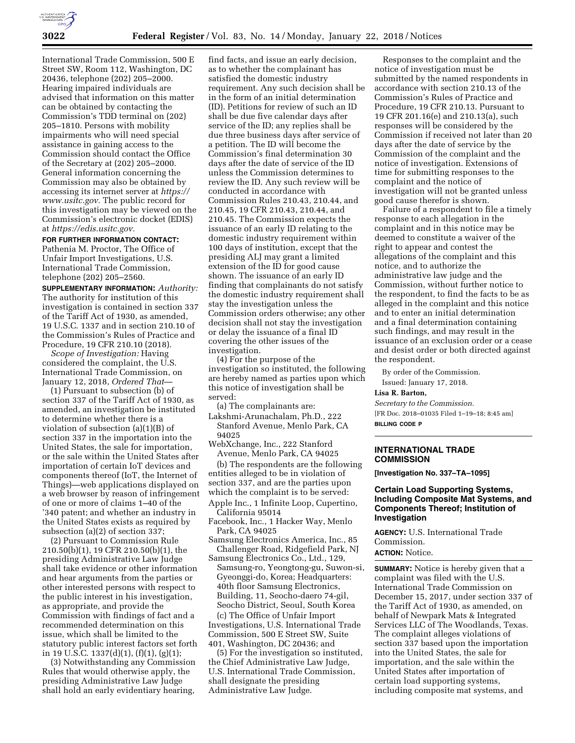International Trade Commission, 500 E Street SW, Room 112, Washington, DC 20436, telephone (202) 205–2000. Hearing impaired individuals are advised that information on this matter can be obtained by contacting the Commission's TDD terminal on (202) 205–1810. Persons with mobility impairments who will need special assistance in gaining access to the Commission should contact the Office of the Secretary at (202) 205–2000. General information concerning the Commission may also be obtained by accessing its internet server at *https://www.usitc.gov.* The public record for this investigation may be viewed on the Commission's electronic docket (EDIS) at *https://edis.usitc.gov.*

**FOR FURTHER INFORMATION CONTACT:** Pathenia M. Proctor, The Office of Unfair Import Investigations, U.S. International Trade Commission, telephone (202) 205–2560.

**SUPPLEMENTARY INFORMATION:** *Authority:* The authority for institution of this investigation is contained in section 337 of the Tariff Act of 1930, as amended, 19 U.S.C. 1337 and in section 210.10 of the Commission's Rules of Practice and Procedure, 19 CFR 210.10 (2018).

*Scope of Investigation:* Having considered the complaint, the U.S. International Trade Commission, on January 12, 2018, *Ordered That*—

(1) Pursuant to subsection (b) of section 337 of the Tariff Act of 1930, as amended, an investigation be instituted to determine whether there is a violation of subsection (a)(1)(B) of section 337 in the importation into the United States, the sale for importation, or the sale within the United States after importation of certain IoT devices and components thereof (IoT, the Internet of Things)—web applications displayed on a web browser by reason of infringement of one or more of claims 1–40 of the '340 patent; and whether an industry in the United States exists as required by subsection (a)(2) of section 337;

(2) Pursuant to Commission Rule 210.50(b)(1), 19 CFR 210.50(b)(1), the presiding Administrative Law Judge shall take evidence or other information and hear arguments from the parties or other interested persons with respect to the public interest in his investigation, as appropriate, and provide the Commission with findings of fact and a recommended determination on this issue, which shall be limited to the statutory public interest factors set forth in 19 U.S.C. 1337(d)(1), (f)(1), (g)(1);

(3) Notwithstanding any Commission Rules that would otherwise apply, the presiding Administrative Law Judge shall hold an early evidentiary hearing, find facts, and issue an early decision, as to whether the complainant has satisfied the domestic industry requirement. Any such decision shall be in the form of an initial determination (ID). Petitions for review of such an ID shall be due five calendar days after service of the ID; any replies shall be due three business days after service of a petition. The ID will become the Commission's final determination 30 days after the date of service of the ID unless the Commission determines to review the ID. Any such review will be conducted in accordance with Commission Rules 210.43, 210.44, and 210.45, 19 CFR 210.43, 210.44, and 210.45. The Commission expects the issuance of an early ID relating to the domestic industry requirement within 100 days of institution, except that the presiding ALJ may grant a limited extension of the ID for good cause shown. The issuance of an early ID finding that complainants do not satisfy the domestic industry requirement shall stay the investigation unless the Commission orders otherwise; any other decision shall not stay the investigation or delay the issuance of a final ID covering the other issues of the investigation.

(4) For the purpose of the investigation so instituted, the following are hereby named as parties upon which this notice of investigation shall be served:

(a) The complainants are:

Lakshmi-Arunachalam, Ph.D., 222 Stanford Avenue, Menlo Park, CA 94025

WebXchange, Inc., 222 Stanford Avenue, Menlo Park, CA 94025

(b) The respondents are the following entities alleged to be in violation of section 337, and are the parties upon which the complaint is to be served:

Apple Inc., 1 Infinite Loop, Cupertino, California 95014

Facebook, Inc., 1 Hacker Way, Menlo Park, CA 94025

Samsung Electronics America, Inc., 85 Challenger Road, Ridgefield Park, NJ

Samsung Electronics Co., Ltd., 129, Samsung-ro, Yeongtong-gu, Suwon-si, Gyeonggi-do, Korea; Headquarters: 40th floor Samsung Electronics, Building, 11, Seocho-daero 74-gil, Seocho District, Seoul, South Korea

(c) The Office of Unfair Import Investigations, U.S. International Trade Commission, 500 E Street SW, Suite 401, Washington, DC 20436; and

(5) For the investigation so instituted, the Chief Administrative Law Judge, U.S. International Trade Commission, shall designate the presiding Administrative Law Judge.

Responses to the complaint and the notice of investigation must be submitted by the named respondents in accordance with section 210.13 of the Commission's Rules of Practice and Procedure, 19 CFR 210.13. Pursuant to 19 CFR 201.16(e) and 210.13(a), such responses will be considered by the Commission if received not later than 20 days after the date of service by the Commission of the complaint and the notice of investigation. Extensions of time for submitting responses to the complaint and the notice of investigation will not be granted unless good cause therefor is shown.

Failure of a respondent to file a timely response to each allegation in the complaint and in this notice may be deemed to constitute a waiver of the right to appear and contest the allegations of the complaint and this notice, and to authorize the administrative law judge and the Commission, without further notice to the respondent, to find the facts to be as alleged in the complaint and this notice and to enter an initial determination and a final determination containing such findings, and may result in the issuance of an exclusion order or a cease and desist order or both directed against the respondent.

By order of the Commission.

Issued: January 17, 2018.

**Lisa R. Barton,**

*Secretary to the Commission.*

[FR Doc. 2018–01035 Filed 1–19–18; 8:45 am]

**BILLING CODE P**

---

## INTERNATIONAL TRADE COMMISSION

**[Investigation No. 337–TA–1095]**

### Certain Load Supporting Systems, Including Composite Mat Systems, and Components Thereof; Institution of Investigation

**AGENCY:** U.S. International Trade Commission.

**ACTION:** Notice.

**SUMMARY:** Notice is hereby given that a complaint was filed with the U.S. International Trade Commission on December 15, 2017, under section 337 of the Tariff Act of 1930, as amended, on behalf of Newpark Mats & Integrated Services LLC of The Woodlands, Texas. The complaint alleges violations of section 337 based upon the importation into the United States, the sale for importation, and the sale within the United States after importation of certain load supporting systems, including composite mat systems, and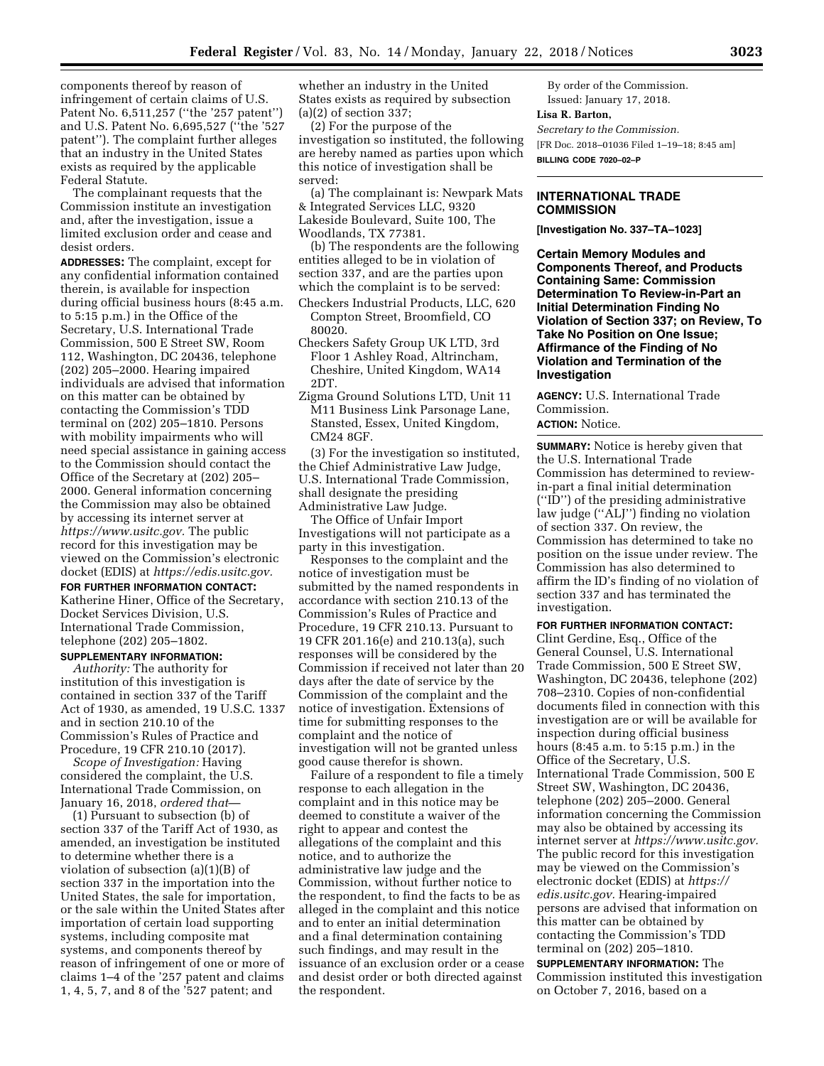components thereof by reason of infringement of certain claims of U.S. Patent No. 6,511,257 (''the '257 patent'') and U.S. Patent No. 6,695,527 (''the '527 patent''). The complaint further alleges that an industry in the United States exists as required by the applicable Federal Statute.

The complainant requests that the Commission institute an investigation and, after the investigation, issue a limited exclusion order and cease and desist orders.

**ADDRESSES:** The complaint, except for any confidential information contained therein, is available for inspection during official business hours (8:45 a.m. to 5:15 p.m.) in the Office of the Secretary, U.S. International Trade Commission, 500 E Street SW, Room 112, Washington, DC 20436, telephone (202) 205–2000. Hearing impaired individuals are advised that information on this matter can be obtained by contacting the Commission's TDD terminal on (202) 205–1810. Persons with mobility impairments who will need special assistance in gaining access to the Commission should contact the Office of the Secretary at (202) 205–2000. General information concerning the Commission may also be obtained by accessing its internet server at *https://www.usitc.gov.* The public record for this investigation may be viewed on the Commission's electronic docket (EDIS) at *https://edis.usitc.gov.*

**FOR FURTHER INFORMATION CONTACT:** Katherine Hiner, Office of the Secretary, Docket Services Division, U.S. International Trade Commission, telephone (202) 205–1802.

**SUPPLEMENTARY INFORMATION:**

*Authority:* The authority for institution of this investigation is contained in section 337 of the Tariff Act of 1930, as amended, 19 U.S.C. 1337 and in section 210.10 of the Commission's Rules of Practice and Procedure, 19 CFR 210.10 (2017).

*Scope of Investigation:* Having considered the complaint, the U.S. International Trade Commission, on January 16, 2018, *ordered that*—

(1) Pursuant to subsection (b) of section 337 of the Tariff Act of 1930, as amended, an investigation be instituted to determine whether there is a violation of subsection (a)(1)(B) of section 337 in the importation into the United States, the sale for importation, or the sale within the United States after importation of certain load supporting systems, including composite mat systems, and components thereof by reason of infringement of one or more of claims 1–4 of the '257 patent and claims 1, 4, 5, 7, and 8 of the '527 patent; and whether an industry in the United States exists as required by subsection (a)(2) of section 337;

(2) For the purpose of the investigation so instituted, the following are hereby named as parties upon which this notice of investigation shall be served:

(a) The complainant is: Newpark Mats & Integrated Services LLC, 9320 Lakeside Boulevard, Suite 100, The Woodlands, TX 77381.

(b) The respondents are the following entities alleged to be in violation of section 337, and are the parties upon which the complaint is to be served:

Checkers Industrial Products, LLC, 620 Compton Street, Broomfield, CO 80020.

Checkers Safety Group UK LTD, 3rd Floor 1 Ashley Road, Altrincham, Cheshire, United Kingdom, WA14 2DT.

Zigma Ground Solutions LTD, Unit 11 M11 Business Link Parsonage Lane, Stansted, Essex, United Kingdom, CM24 8GF.

(3) For the investigation so instituted, the Chief Administrative Law Judge, U.S. International Trade Commission, shall designate the presiding Administrative Law Judge.

The Office of Unfair Import Investigations will not participate as a party in this investigation.

Responses to the complaint and the notice of investigation must be submitted by the named respondents in accordance with section 210.13 of the Commission's Rules of Practice and Procedure, 19 CFR 210.13. Pursuant to 19 CFR 201.16(e) and 210.13(a), such responses will be considered by the Commission if received not later than 20 days after the date of service by the Commission of the complaint and the notice of investigation. Extensions of time for submitting responses to the complaint and the notice of investigation will not be granted unless good cause therefor is shown.

Failure of a respondent to file a timely response to each allegation in the complaint and in this notice may be deemed to constitute a waiver of the right to appear and contest the allegations of the complaint and this notice, and to authorize the administrative law judge and the Commission, without further notice to the respondent, to find the facts to be as alleged in the complaint and this notice and to enter an initial determination and a final determination containing such findings, and may result in the issuance of an exclusion order or a cease and desist order or both directed against the respondent.

By order of the Commission.

Issued: January 17, 2018.

**Lisa R. Barton,**

*Secretary to the Commission.*

[FR Doc. 2018–01036 Filed 1–19–18; 8:45 am]

**BILLING CODE 7020–02–P**

---

## INTERNATIONAL TRADE COMMISSION

**[Investigation No. 337–TA–1023]**

### Certain Memory Modules and Components Thereof, and Products Containing Same: Commission Determination To Review-in-Part an Initial Determination Finding No Violation of Section 337; on Review, To Take No Position on One Issue; Affirmance of the Finding of No Violation and Termination of the Investigation

**AGENCY:** U.S. International Trade Commission.

**ACTION:** Notice.

**SUMMARY:** Notice is hereby given that the U.S. International Trade Commission has determined to review-in-part a final initial determination (''ID'') of the presiding administrative law judge (''ALJ'') finding no violation of section 337. On review, the Commission has determined to take no position on the issue under review. The Commission has also determined to affirm the ID's finding of no violation of section 337 and has terminated the investigation.

**FOR FURTHER INFORMATION CONTACT:** Clint Gerdine, Esq., Office of the General Counsel, U.S. International Trade Commission, 500 E Street SW, Washington, DC 20436, telephone (202) 708–2310. Copies of non-confidential documents filed in connection with this investigation are or will be available for inspection during official business hours (8:45 a.m. to 5:15 p.m.) in the Office of the Secretary, U.S. International Trade Commission, 500 E Street SW, Washington, DC 20436, telephone (202) 205–2000. General information concerning the Commission may also be obtained by accessing its internet server at *https://www.usitc.gov.* The public record for this investigation may be viewed on the Commission's electronic docket (EDIS) at *https://edis.usitc.gov.* Hearing-impaired persons are advised that information on this matter can be obtained by contacting the Commission's TDD terminal on (202) 205–1810.

**SUPPLEMENTARY INFORMATION:** The Commission instituted this investigation on October 7, 2016, based on a